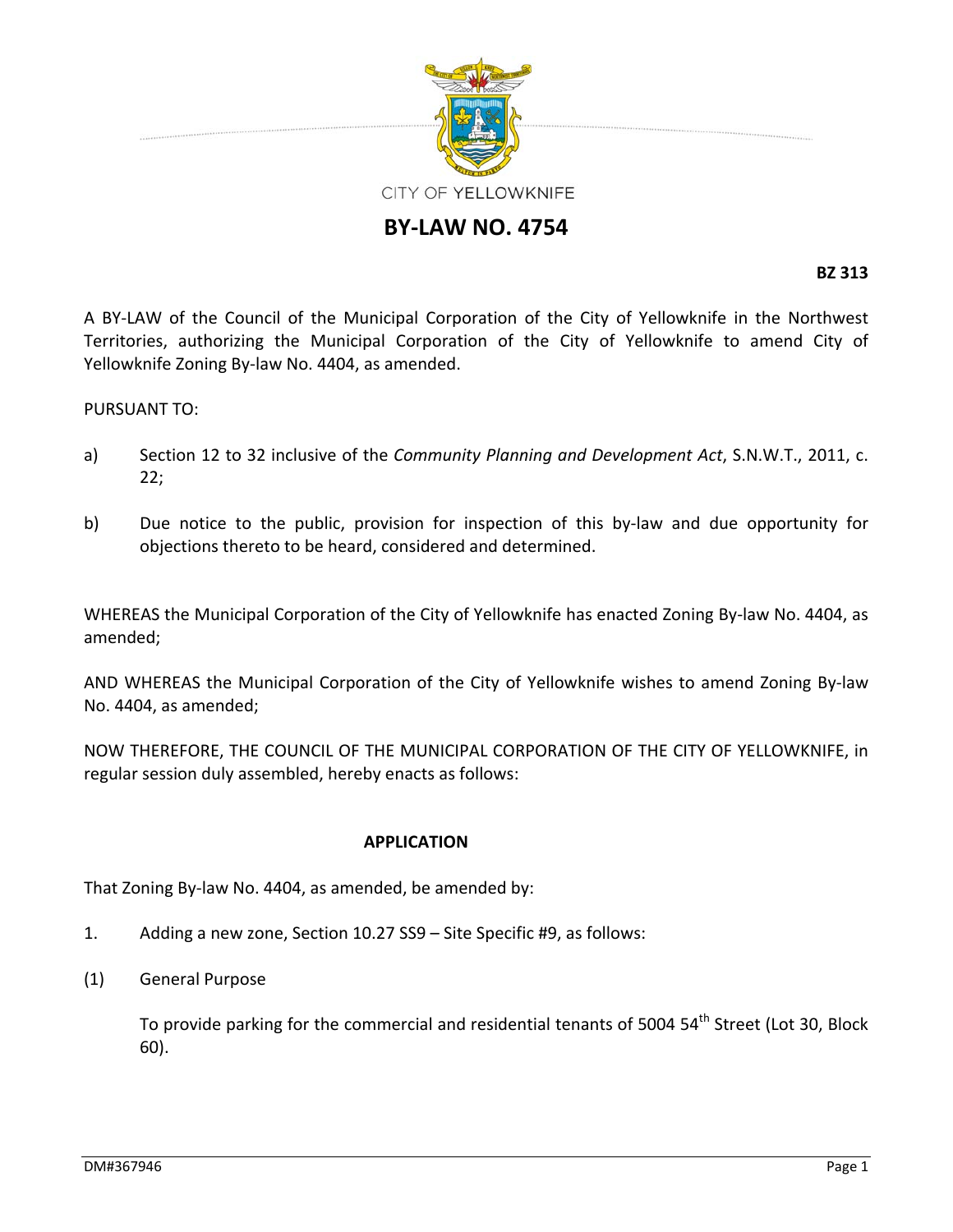CITY OF YELLOWKNIFE

# BY-LAW NO. 4754

**BZ 313**

A BY-LAW of the Council of the Municipal Corporation of the City of Yellowknife in the Northwest Territories, authorizing the Municipal Corporation of the City of Yellowknife to amend City of Yellowknife Zoning By-law No. 4404, as amended.

PURSUANT TO:

a) Section 12 to 32 inclusive of the *Community Planning and Development Act*, S.N.W.T., 2011, c. 22;

b) Due notice to the public, provision for inspection of this by-law and due opportunity for objections thereto to be heard, considered and determined.

WHEREAS the Municipal Corporation of the City of Yellowknife has enacted Zoning By-law No. 4404, as amended;

AND WHEREAS the Municipal Corporation of the City of Yellowknife wishes to amend Zoning By-law No. 4404, as amended;

NOW THEREFORE, THE COUNCIL OF THE MUNICIPAL CORPORATION OF THE CITY OF YELLOWKNIFE, in regular session duly assembled, hereby enacts as follows:

## APPLICATION

That Zoning By-law No. 4404, as amended, be amended by:

1. Adding a new zone, Section 10.27 SS9 – Site Specific #9, as follows:

(1) General Purpose

To provide parking for the commercial and residential tenants of 5004 54th Street (Lot 30, Block 60).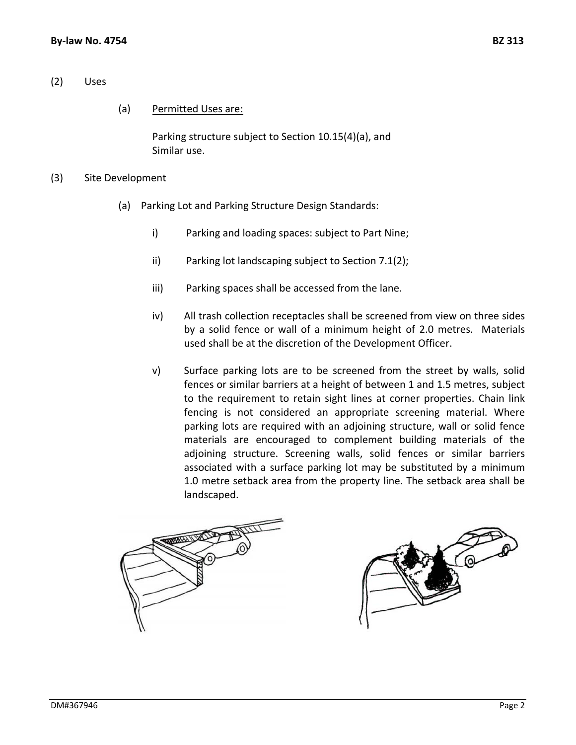(2) Uses

(a) Permitted Uses are:

Parking structure subject to Section 10.15(4)(a), and
Similar use.

(3) Site Development

(a) Parking Lot and Parking Structure Design Standards:

i) Parking and loading spaces: subject to Part Nine;

ii) Parking lot landscaping subject to Section 7.1(2);

iii) Parking spaces shall be accessed from the lane.

iv) All trash collection receptacles shall be screened from view on three sides by a solid fence or wall of a minimum height of 2.0 metres. Materials used shall be at the discretion of the Development Officer.

v) Surface parking lots are to be screened from the street by walls, solid fences or similar barriers at a height of between 1 and 1.5 metres, subject to the requirement to retain sight lines at corner properties. Chain link fencing is not considered an appropriate screening material. Where parking lots are required with an adjoining structure, wall or solid fence materials are encouraged to complement building materials of the adjoining structure. Screening walls, solid fences or similar barriers associated with a surface parking lot may be substituted by a minimum 1.0 metre setback area from the property line. The setback area shall be landscaped.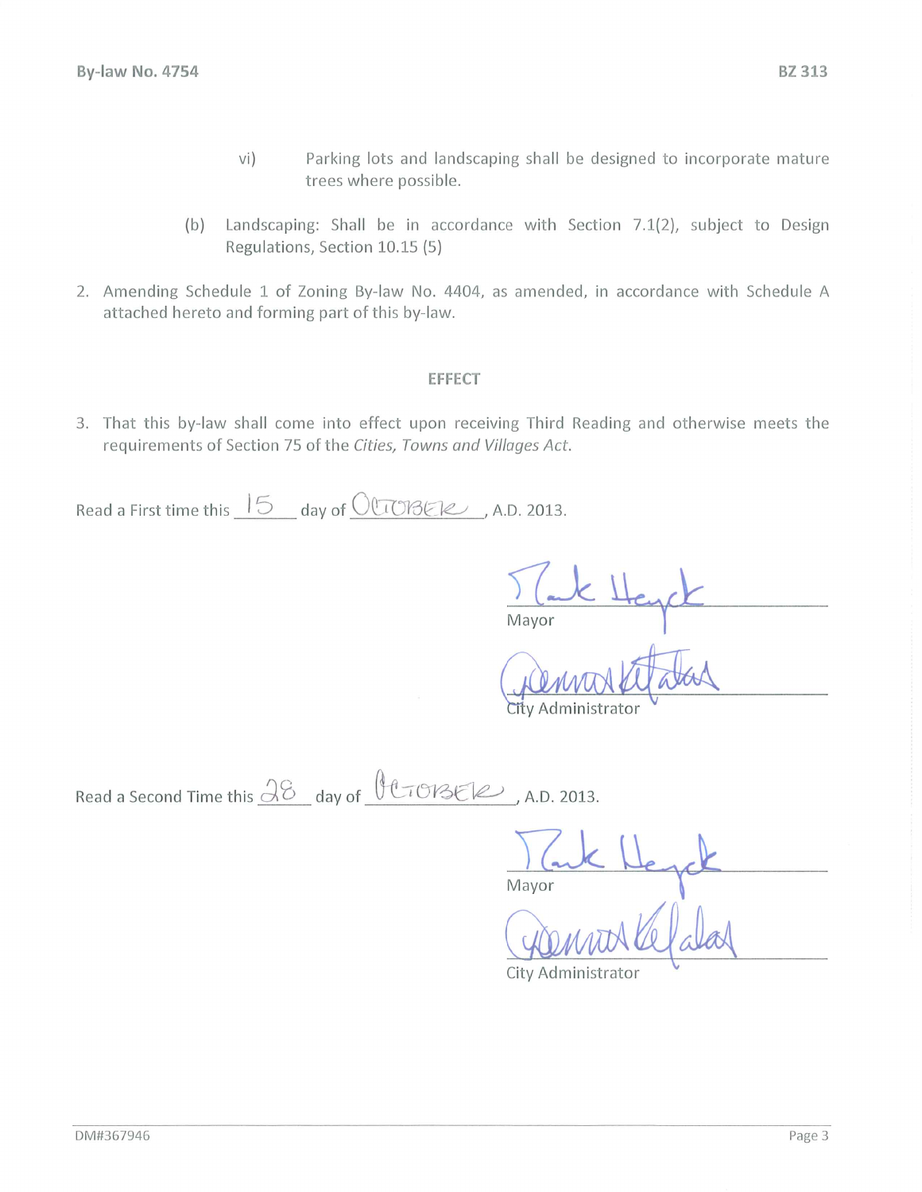vi) Parking lots and landscaping shall be designed to incorporate mature trees where possible.

(b) Landscaping: Shall be in accordance with Section 7.1(2), subject to Design Regulations, Section 10.15 (5)

2. Amending Schedule 1 of Zoning By-law No. 4404, as amended, in accordance with Schedule A attached hereto and forming part of this by-law.

## EFFECT

3. That this by-law shall come into effect upon receiving Third Reading and otherwise meets the requirements of Section 75 of the *Cities, Towns and Villages Act*.

Read a First time this 15 day of OCTOBER, A.D. 2013.

Mayor

City Administrator

Read a Second Time this 28 day of OCTOBER, A.D. 2013.

Mayor

City Administrator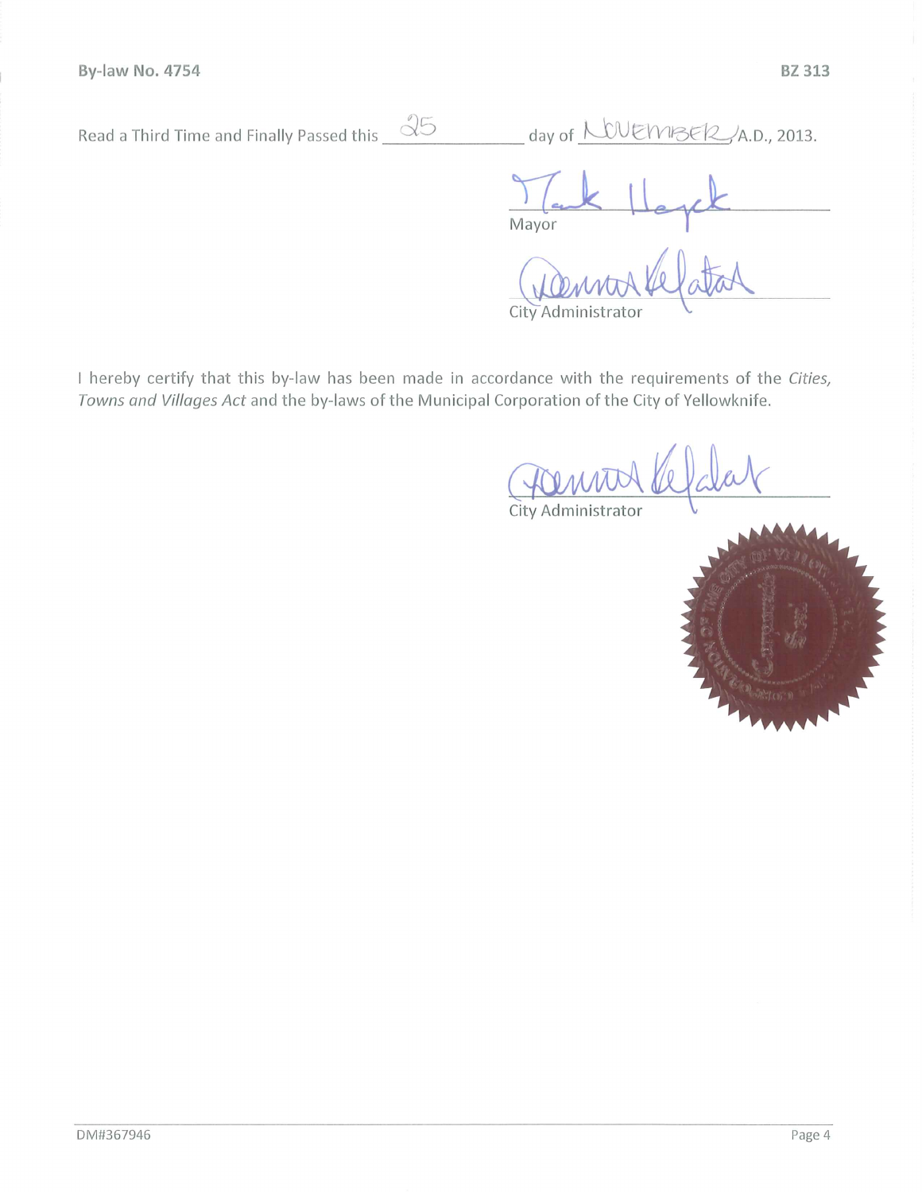By-law No. 4754 BZ 313

Read a Third Time and Finally Passed this 25 day of NOVEMBER A.D., 2013.

Mayor

City Administrator

I hereby certify that this by-law has been made in accordance with the requirements of the *Cities, Towns and Villages Act* and the by-laws of the Municipal Corporation of the City of Yellowknife.

City Administrator

DM#367946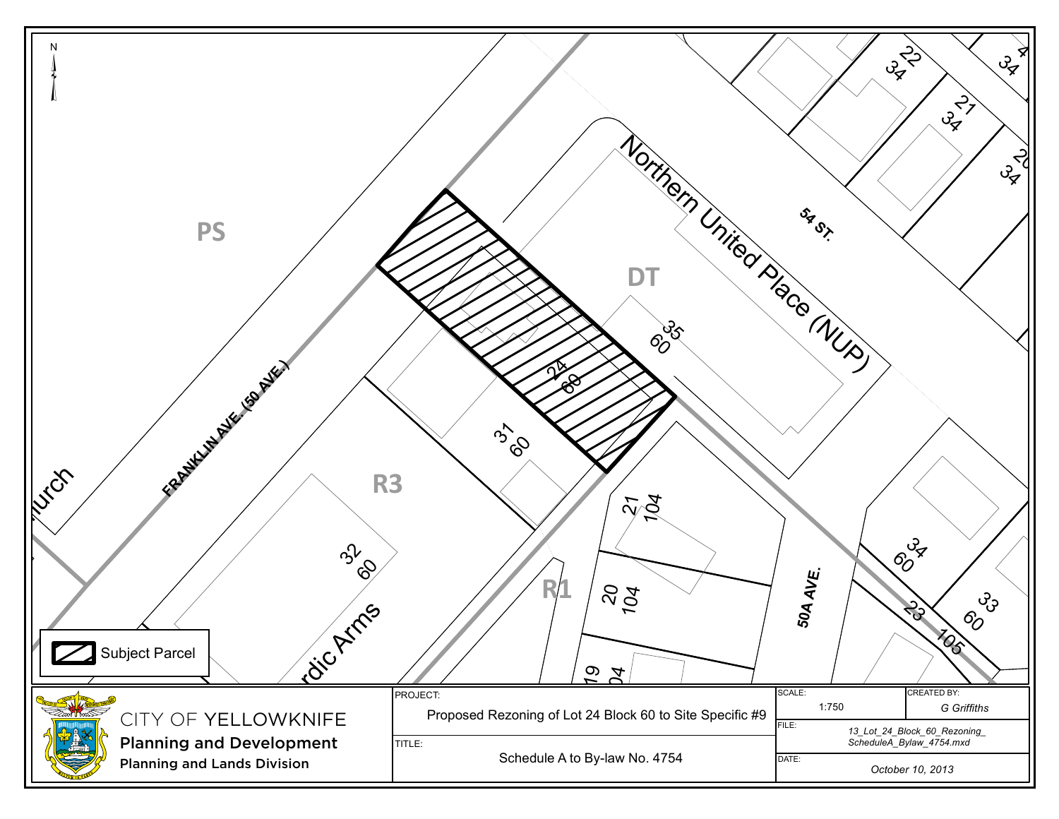N

PS

DT

R3

R1

FRANKLIN AVE. (50 AVE.)

Northern United Place (NUP)

54 ST.

50A AVE.

urch

rdic Arms

22 34

21 34

20 34

4 34

35 60

24 60

31 60

32 60

21 104

20 104

19 104

34 60

33 60

23 105

Subject Parcel

CITY OF YELLOWKNIFE
Planning and Development
Planning and Lands Division

PROJECT: Proposed Rezoning of Lot 24 Block 60 to Site Specific #9

TITLE: Schedule A to By-law No. 4754

SCALE: 1:750

CREATED BY: G Griffiths

FILE: 13_Lot_24_Block_60_Rezoning_ScheduleA_Bylaw_4754.mxd

DATE: October 10, 2013